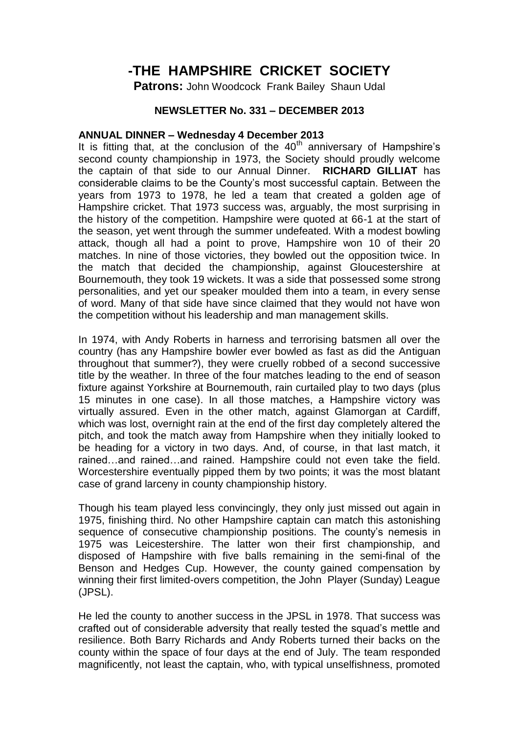# -THE HAMPSHIRE CRICKET SOCIETY

**Patrons:** John Woodcock Frank Bailey Shaun Udal

### NEWSLETTER No. 331 – DECEMBER 2013

**ANNUAL DINNER – Wednesday 4 December 2013**

It is fitting that, at the conclusion of the 40th anniversary of Hampshire's second county championship in 1973, the Society should proudly welcome the captain of that side to our Annual Dinner. **RICHARD GILLIAT** has considerable claims to be the County's most successful captain. Between the years from 1973 to 1978, he led a team that created a golden age of Hampshire cricket. That 1973 success was, arguably, the most surprising in the history of the competition. Hampshire were quoted at 66-1 at the start of the season, yet went through the summer undefeated. With a modest bowling attack, though all had a point to prove, Hampshire won 10 of their 20 matches. In nine of those victories, they bowled out the opposition twice. In the match that decided the championship, against Gloucestershire at Bournemouth, they took 19 wickets. It was a side that possessed some strong personalities, and yet our speaker moulded them into a team, in every sense of word. Many of that side have since claimed that they would not have won the competition without his leadership and man management skills.

In 1974, with Andy Roberts in harness and terrorising batsmen all over the country (has any Hampshire bowler ever bowled as fast as did the Antiguan throughout that summer?), they were cruelly robbed of a second successive title by the weather. In three of the four matches leading to the end of season fixture against Yorkshire at Bournemouth, rain curtailed play to two days (plus 15 minutes in one case). In all those matches, a Hampshire victory was virtually assured. Even in the other match, against Glamorgan at Cardiff, which was lost, overnight rain at the end of the first day completely altered the pitch, and took the match away from Hampshire when they initially looked to be heading for a victory in two days. And, of course, in that last match, it rained…and rained…and rained. Hampshire could not even take the field. Worcestershire eventually pipped them by two points; it was the most blatant case of grand larceny in county championship history.

Though his team played less convincingly, they only just missed out again in 1975, finishing third. No other Hampshire captain can match this astonishing sequence of consecutive championship positions. The county's nemesis in 1975 was Leicestershire. The latter won their first championship, and disposed of Hampshire with five balls remaining in the semi-final of the Benson and Hedges Cup. However, the county gained compensation by winning their first limited-overs competition, the John Player (Sunday) League (JPSL).

He led the county to another success in the JPSL in 1978. That success was crafted out of considerable adversity that really tested the squad's mettle and resilience. Both Barry Richards and Andy Roberts turned their backs on the county within the space of four days at the end of July. The team responded magnificently, not least the captain, who, with typical unselfishness, promoted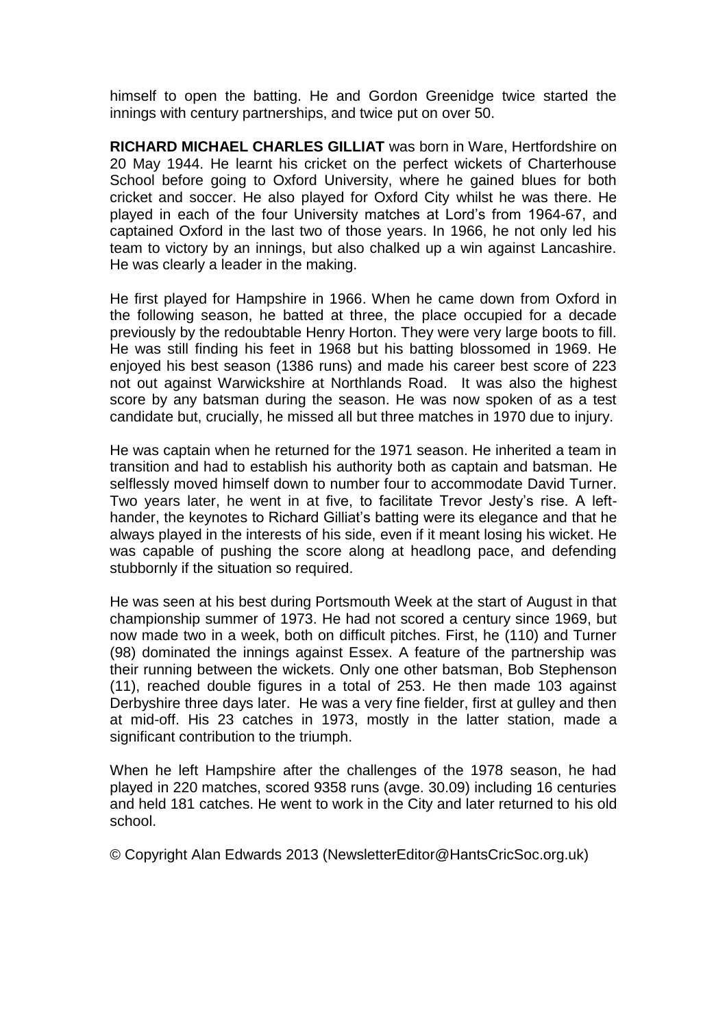himself to open the batting. He and Gordon Greenidge twice started the innings with century partnerships, and twice put on over 50.

**RICHARD MICHAEL CHARLES GILLIAT** was born in Ware, Hertfordshire on 20 May 1944. He learnt his cricket on the perfect wickets of Charterhouse School before going to Oxford University, where he gained blues for both cricket and soccer. He also played for Oxford City whilst he was there. He played in each of the four University matches at Lord's from 1964-67, and captained Oxford in the last two of those years. In 1966, he not only led his team to victory by an innings, but also chalked up a win against Lancashire. He was clearly a leader in the making.

He first played for Hampshire in 1966. When he came down from Oxford in the following season, he batted at three, the place occupied for a decade previously by the redoubtable Henry Horton. They were very large boots to fill. He was still finding his feet in 1968 but his batting blossomed in 1969. He enjoyed his best season (1386 runs) and made his career best score of 223 not out against Warwickshire at Northlands Road. It was also the highest score by any batsman during the season. He was now spoken of as a test candidate but, crucially, he missed all but three matches in 1970 due to injury.

He was captain when he returned for the 1971 season. He inherited a team in transition and had to establish his authority both as captain and batsman. He selflessly moved himself down to number four to accommodate David Turner. Two years later, he went in at five, to facilitate Trevor Jesty's rise. A left-hander, the keynotes to Richard Gilliat's batting were its elegance and that he always played in the interests of his side, even if it meant losing his wicket. He was capable of pushing the score along at headlong pace, and defending stubbornly if the situation so required.

He was seen at his best during Portsmouth Week at the start of August in that championship summer of 1973. He had not scored a century since 1969, but now made two in a week, both on difficult pitches. First, he (110) and Turner (98) dominated the innings against Essex. A feature of the partnership was their running between the wickets. Only one other batsman, Bob Stephenson (11), reached double figures in a total of 253. He then made 103 against Derbyshire three days later. He was a very fine fielder, first at gulley and then at mid-off. His 23 catches in 1973, mostly in the latter station, made a significant contribution to the triumph.

When he left Hampshire after the challenges of the 1978 season, he had played in 220 matches, scored 9358 runs (avge. 30.09) including 16 centuries and held 181 catches. He went to work in the City and later returned to his old school.

© Copyright Alan Edwards 2013 (NewsletterEditor@HantsCricSoc.org.uk)